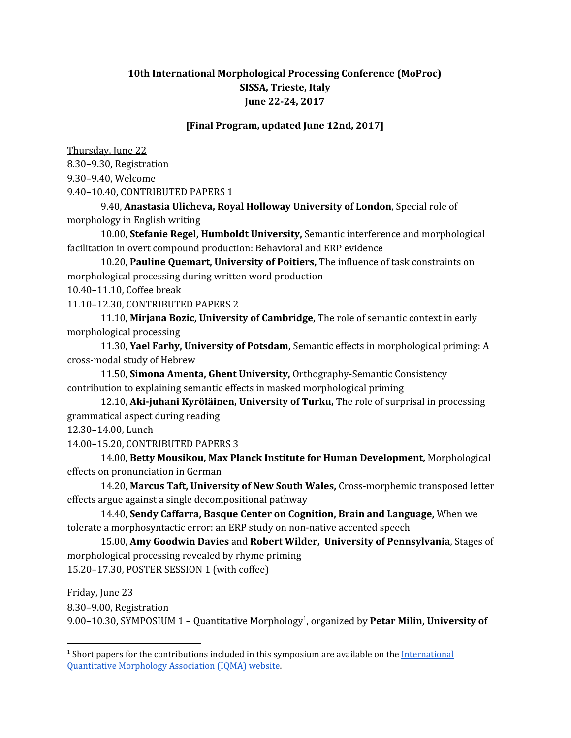**10th International Morphological Processing Conference (MoProc)**
**SISSA, Trieste, Italy**
**June 22-24, 2017**

**[Final Program, updated June 12nd, 2017]**

Thursday, June 22

8.30–9.30, Registration

9.30–9.40, Welcome

9.40–10.40, CONTRIBUTED PAPERS 1

9.40, **Anastasia Ulicheva, Royal Holloway University of London**, Special role of morphology in English writing

10.00, **Stefanie Regel, Humboldt University,** Semantic interference and morphological facilitation in overt compound production: Behavioral and ERP evidence

10.20, **Pauline Quemart, University of Poitiers,** The influence of task constraints on morphological processing during written word production

10.40–11.10, Coffee break

11.10–12.30, CONTRIBUTED PAPERS 2

11.10, **Mirjana Bozic, University of Cambridge,** The role of semantic context in early morphological processing

11.30, **Yael Farhy, University of Potsdam,** Semantic effects in morphological priming: A cross-modal study of Hebrew

11.50, **Simona Amenta, Ghent University,** Orthography-Semantic Consistency contribution to explaining semantic effects in masked morphological priming

12.10, **Aki-juhani Kyröläinen, University of Turku,** The role of surprisal in processing grammatical aspect during reading

12.30–14.00, Lunch

14.00–15.20, CONTRIBUTED PAPERS 3

14.00, **Betty Mousikou, Max Planck Institute for Human Development,** Morphological effects on pronunciation in German

14.20, **Marcus Taft, University of New South Wales,** Cross-morphemic transposed letter effects argue against a single decompositional pathway

14.40, **Sendy Caffarra, Basque Center on Cognition, Brain and Language,** When we tolerate a morphosyntactic error: an ERP study on non-native accented speech

15.00, **Amy Goodwin Davies** and **Robert Wilder, University of Pennsylvania**, Stages of morphological processing revealed by rhyme priming

15.20–17.30, POSTER SESSION 1 (with coffee)

Friday, June 23

8.30–9.00, Registration

9.00–10.30, SYMPOSIUM 1 – Quantitative Morphology[1], organized by **Petar Milin, University of**

---

[1] Short papers for the contributions included in this symposium are available on the International Quantitative Morphology Association (IQMA) website.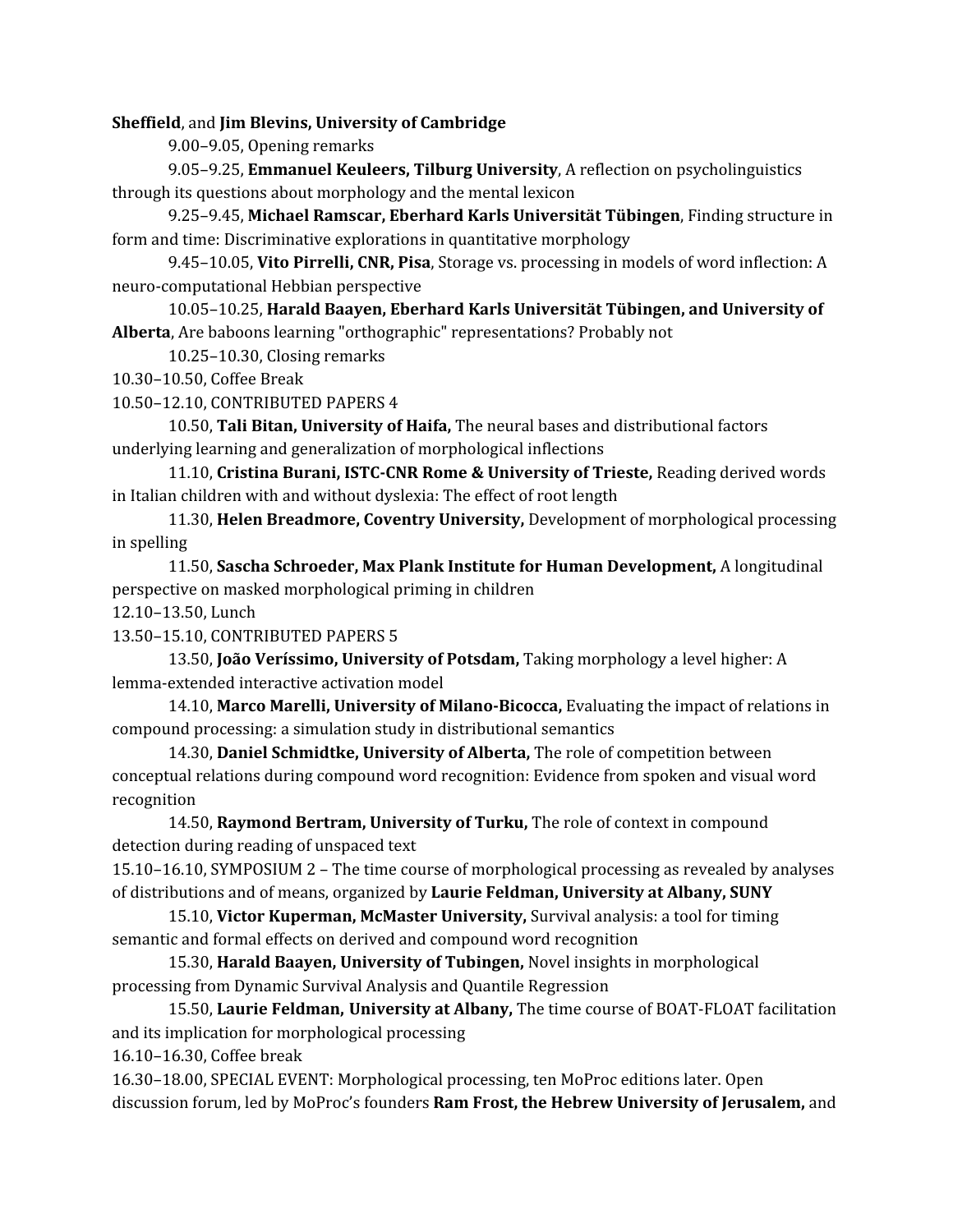**Sheffield**, and **Jim Blevins, University of Cambridge**

9.00–9.05, Opening remarks

9.05–9.25, **Emmanuel Keuleers, Tilburg University**, A reflection on psycholinguistics through its questions about morphology and the mental lexicon

9.25–9.45, **Michael Ramscar, Eberhard Karls Universität Tübingen**, Finding structure in form and time: Discriminative explorations in quantitative morphology

9.45–10.05, **Vito Pirrelli, CNR, Pisa**, Storage vs. processing in models of word inflection: A neuro-computational Hebbian perspective

10.05–10.25, **Harald Baayen, Eberhard Karls Universität Tübingen, and University of Alberta**, Are baboons learning "orthographic" representations? Probably not

10.25–10.30, Closing remarks

10.30–10.50, Coffee Break

10.50–12.10, CONTRIBUTED PAPERS 4

10.50, **Tali Bitan, University of Haifa,** The neural bases and distributional factors underlying learning and generalization of morphological inflections

11.10, **Cristina Burani, ISTC-CNR Rome & University of Trieste,** Reading derived words in Italian children with and without dyslexia: The effect of root length

11.30, **Helen Breadmore, Coventry University,** Development of morphological processing in spelling

11.50, **Sascha Schroeder, Max Plank Institute for Human Development,** A longitudinal perspective on masked morphological priming in children

12.10–13.50, Lunch

13.50–15.10, CONTRIBUTED PAPERS 5

13.50, **João Veríssimo, University of Potsdam,** Taking morphology a level higher: A lemma-extended interactive activation model

14.10, **Marco Marelli, University of Milano-Bicocca,** Evaluating the impact of relations in compound processing: a simulation study in distributional semantics

14.30, **Daniel Schmidtke, University of Alberta,** The role of competition between conceptual relations during compound word recognition: Evidence from spoken and visual word recognition

14.50, **Raymond Bertram, University of Turku,** The role of context in compound detection during reading of unspaced text

15.10–16.10, SYMPOSIUM 2 – The time course of morphological processing as revealed by analyses of distributions and of means, organized by **Laurie Feldman, University at Albany, SUNY**

15.10, **Victor Kuperman, McMaster University,** Survival analysis: a tool for timing semantic and formal effects on derived and compound word recognition

15.30, **Harald Baayen, University of Tubingen,** Novel insights in morphological processing from Dynamic Survival Analysis and Quantile Regression

15.50, **Laurie Feldman, University at Albany,** The time course of BOAT-FLOAT facilitation and its implication for morphological processing

16.10–16.30, Coffee break

16.30–18.00, SPECIAL EVENT: Morphological processing, ten MoProc editions later. Open discussion forum, led by MoProc's founders **Ram Frost, the Hebrew University of Jerusalem,** and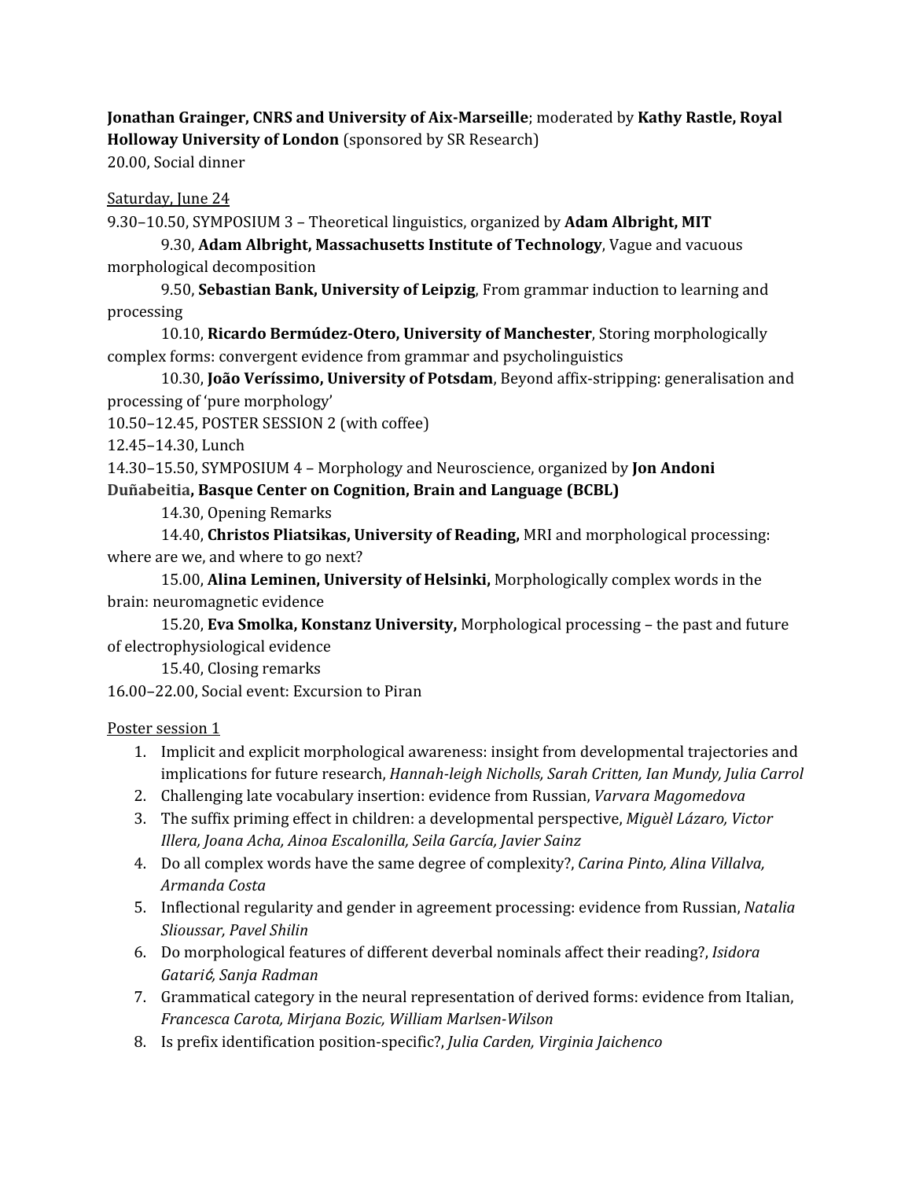**Jonathan Grainger, CNRS and University of Aix-Marseille**; moderated by **Kathy Rastle, Royal Holloway University of London** (sponsored by SR Research)
20.00, Social dinner

Saturday, June 24

9.30–10.50, SYMPOSIUM 3 – Theoretical linguistics, organized by **Adam Albright, MIT**

9.30, **Adam Albright, Massachusetts Institute of Technology**, Vague and vacuous morphological decomposition

9.50, **Sebastian Bank, University of Leipzig**, From grammar induction to learning and processing

10.10, **Ricardo Bermúdez-Otero, University of Manchester**, Storing morphologically complex forms: convergent evidence from grammar and psycholinguistics

10.30, **João Veríssimo, University of Potsdam**, Beyond affix-stripping: generalisation and processing of 'pure morphology'

10.50–12.45, POSTER SESSION 2 (with coffee)

12.45–14.30, Lunch

14.30–15.50, SYMPOSIUM 4 – Morphology and Neuroscience, organized by **Jon Andoni Duñabeitia, Basque Center on Cognition, Brain and Language (BCBL)**

14.30, Opening Remarks

14.40, **Christos Pliatsikas, University of Reading,** MRI and morphological processing: where are we, and where to go next?

15.00, **Alina Leminen, University of Helsinki,** Morphologically complex words in the brain: neuromagnetic evidence

15.20, **Eva Smolka, Konstanz University,** Morphological processing – the past and future of electrophysiological evidence

15.40, Closing remarks

16.00–22.00, Social event: Excursion to Piran

Poster session 1

1. Implicit and explicit morphological awareness: insight from developmental trajectories and implications for future research, *Hannah-leigh Nicholls, Sarah Critten, Ian Mundy, Julia Carrol*
2. Challenging late vocabulary insertion: evidence from Russian, *Varvara Magomedova*
3. The suffix priming effect in children: a developmental perspective, *Miguèl Lázaro, Victor Illera, Joana Acha, Ainoa Escalonilla, Seila García, Javier Sainz*
4. Do all complex words have the same degree of complexity?, *Carina Pinto, Alina Villalva, Armanda Costa*
5. Inflectional regularity and gender in agreement processing: evidence from Russian, *Natalia Slioussar, Pavel Shilin*
6. Do morphological features of different deverbal nominals affect their reading?, *Isidora Gatarić, Sanja Radman*
7. Grammatical category in the neural representation of derived forms: evidence from Italian, *Francesca Carota, Mirjana Bozic, William Marlsen-Wilson*
8. Is prefix identification position-specific?, *Julia Carden, Virginia Jaichenco*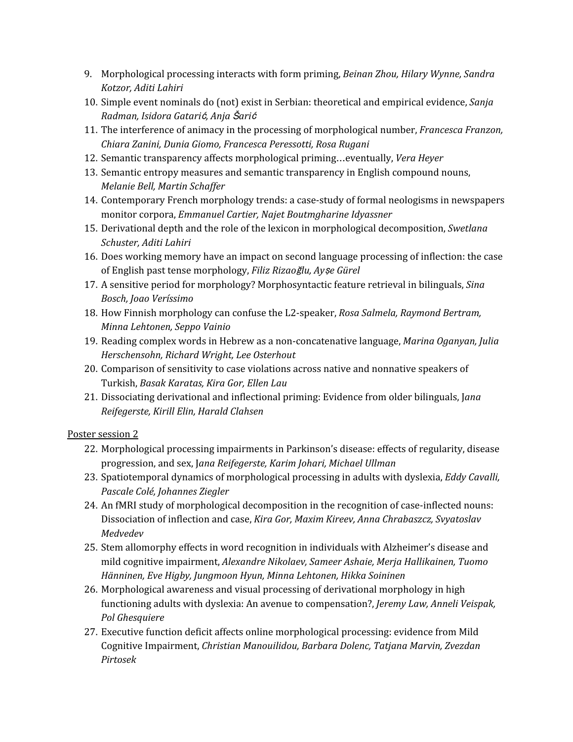9. Morphological processing interacts with form priming, *Beinan Zhou, Hilary Wynne, Sandra Kotzor, Aditi Lahiri*
10. Simple event nominals do (not) exist in Serbian: theoretical and empirical evidence, *Sanja Radman, Isidora Gatarić, Anja Šarić*
11. The interference of animacy in the processing of morphological number, *Francesca Franzon, Chiara Zanini, Dunia Giomo, Francesca Peressotti, Rosa Rugani*
12. Semantic transparency affects morphological priming…eventually, *Vera Heyer*
13. Semantic entropy measures and semantic transparency in English compound nouns, *Melanie Bell, Martin Schaffer*
14. Contemporary French morphology trends: a case-study of formal neologisms in newspapers monitor corpora, *Emmanuel Cartier, Najet Boutmgharine Idyassner*
15. Derivational depth and the role of the lexicon in morphological decomposition, *Swetlana Schuster, Aditi Lahiri*
16. Does working memory have an impact on second language processing of inflection: the case of English past tense morphology, *Filiz Rizaoğlu, Ayşe Gürel*
17. A sensitive period for morphology? Morphosyntactic feature retrieval in bilinguals, *Sina Bosch, Joao Veríssimo*
18. How Finnish morphology can confuse the L2-speaker, *Rosa Salmela, Raymond Bertram, Minna Lehtonen, Seppo Vainio*
19. Reading complex words in Hebrew as a non-concatenative language, *Marina Oganyan, Julia Herschensohn, Richard Wright, Lee Osterhout*
20. Comparison of sensitivity to case violations across native and nonnative speakers of Turkish, *Basak Karatas, Kira Gor, Ellen Lau*
21. Dissociating derivational and inflectional priming: Evidence from older bilinguals, J*ana Reifegerste, Kirill Elin, Harald Clahsen*

Poster session 2

22. Morphological processing impairments in Parkinson's disease: effects of regularity, disease progression, and sex, J*ana Reifegerste, Karim Johari, Michael Ullman*
23. Spatiotemporal dynamics of morphological processing in adults with dyslexia, *Eddy Cavalli, Pascale Colé, Johannes Ziegler*
24. An fMRI study of morphological decomposition in the recognition of case-inflected nouns: Dissociation of inflection and case, *Kira Gor, Maxim Kireev, Anna Chrabaszcz, Svyatoslav Medvedev*
25. Stem allomorphy effects in word recognition in individuals with Alzheimer's disease and mild cognitive impairment, *Alexandre Nikolaev, Sameer Ashaie, Merja Hallikainen, Tuomo Hänninen, Eve Higby, Jungmoon Hyun, Minna Lehtonen, Hikka Soininen*
26. Morphological awareness and visual processing of derivational morphology in high functioning adults with dyslexia: An avenue to compensation?, *Jeremy Law, Anneli Veispak, Pol Ghesquiere*
27. Executive function deficit affects online morphological processing: evidence from Mild Cognitive Impairment, *Christian Manouilidou, Barbara Dolenc, Tatjana Marvin, Zvezdan Pirtosek*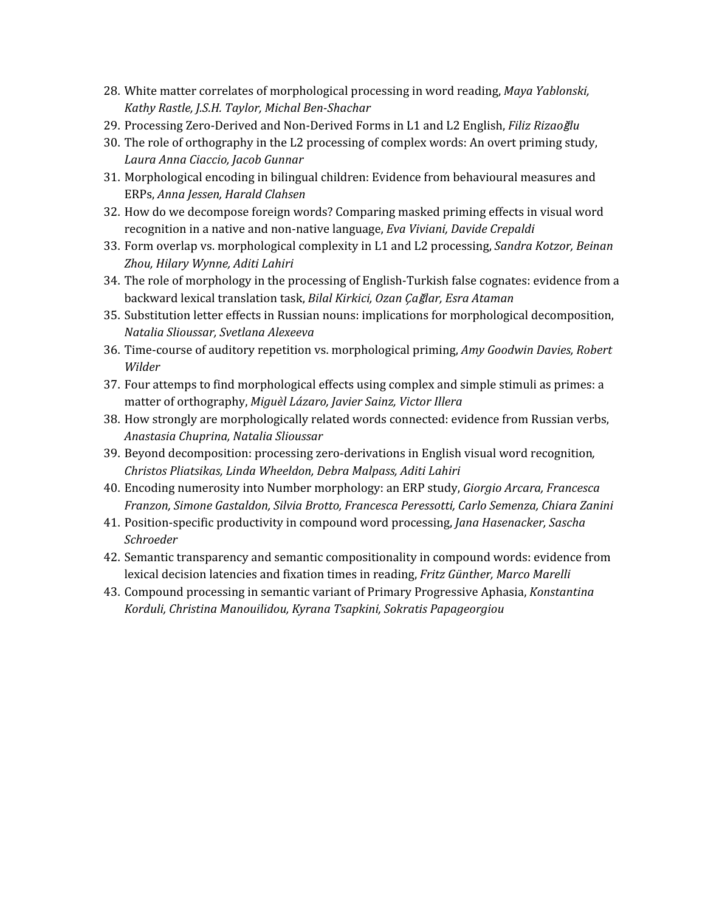28. White matter correlates of morphological processing in word reading, *Maya Yablonski, Kathy Rastle, J.S.H. Taylor, Michal Ben-Shachar*
29. Processing Zero-Derived and Non-Derived Forms in L1 and L2 English, *Filiz Rizaoğlu*
30. The role of orthography in the L2 processing of complex words: An overt priming study, *Laura Anna Ciaccio, Jacob Gunnar*
31. Morphological encoding in bilingual children: Evidence from behavioural measures and ERPs, *Anna Jessen, Harald Clahsen*
32. How do we decompose foreign words? Comparing masked priming effects in visual word recognition in a native and non-native language, *Eva Viviani, Davide Crepaldi*
33. Form overlap vs. morphological complexity in L1 and L2 processing, *Sandra Kotzor, Beinan Zhou, Hilary Wynne, Aditi Lahiri*
34. The role of morphology in the processing of English-Turkish false cognates: evidence from a backward lexical translation task, *Bilal Kirkici, Ozan Çağlar, Esra Ataman*
35. Substitution letter effects in Russian nouns: implications for morphological decomposition, *Natalia Slioussar, Svetlana Alexeeva*
36. Time-course of auditory repetition vs. morphological priming, *Amy Goodwin Davies, Robert Wilder*
37. Four attemps to find morphological effects using complex and simple stimuli as primes: a matter of orthography, *Miguèl Lázaro, Javier Sainz, Victor Illera*
38. How strongly are morphologically related words connected: evidence from Russian verbs, *Anastasia Chuprina, Natalia Slioussar*
39. Beyond decomposition: processing zero-derivations in English visual word recognition, *Christos Pliatsikas, Linda Wheeldon, Debra Malpass, Aditi Lahiri*
40. Encoding numerosity into Number morphology: an ERP study, *Giorgio Arcara, Francesca Franzon, Simone Gastaldon, Silvia Brotto, Francesca Peressotti, Carlo Semenza, Chiara Zanini*
41. Position-specific productivity in compound word processing, *Jana Hasenacker, Sascha Schroeder*
42. Semantic transparency and semantic compositionality in compound words: evidence from lexical decision latencies and fixation times in reading, *Fritz Günther, Marco Marelli*
43. Compound processing in semantic variant of Primary Progressive Aphasia, *Konstantina Korduli, Christina Manouilidou, Kyrana Tsapkini, Sokratis Papageorgiou*